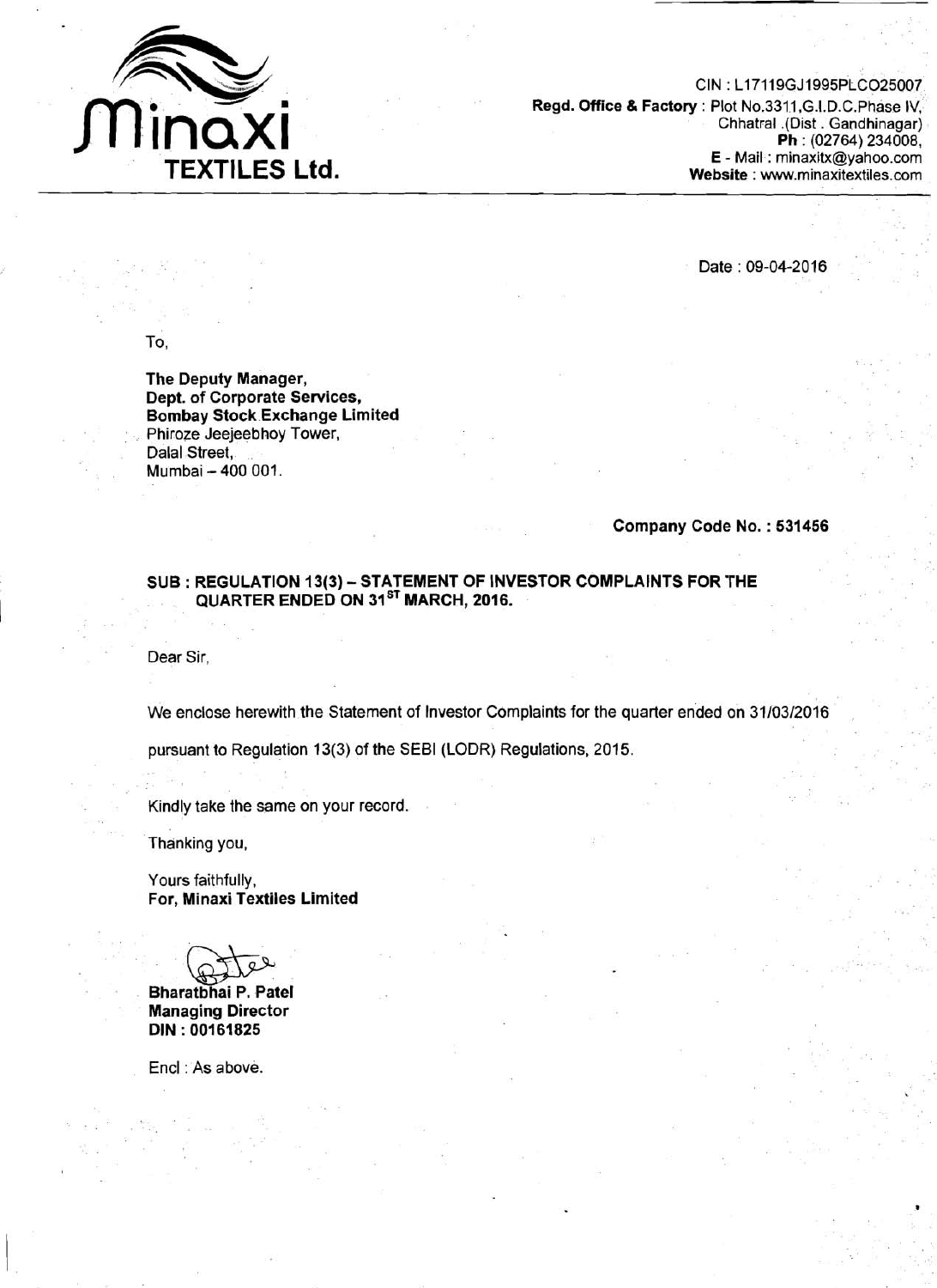**Minaxi TEXTILES Ltd.**

CIN : L17119GJ1995PLCO25007
**Regd. Office & Factory** : Plot No.3311,G.I.D.C.Phase IV, Chhatral .(Dist . Gandhinagar)
**Ph** : (02764) 234008,
**E** - Mail : minaxitx@yahoo.com
**Website** : www.minaxitextiles.com

Date : 09-04-2016

To,

**The Deputy Manager,**
**Dept. of Corporate Services,**
**Bombay Stock Exchange Limited**
Phiroze Jeejeebhoy Tower,
Dalal Street,
Mumbai – 400 001.

**Company Code No. : 531456**

**SUB : REGULATION 13(3) – STATEMENT OF INVESTOR COMPLAINTS FOR THE QUARTER ENDED ON 31ST MARCH, 2016.**

Dear Sir,

We enclose herewith the Statement of Investor Complaints for the quarter ended on 31/03/2016 pursuant to Regulation 13(3) of the SEBI (LODR) Regulations, 2015.

Kindly take the same on your record.

Thanking you,

Yours faithfully,
**For, Minaxi Textiles Limited**

**Bharatbhai P. Patel**
**Managing Director**
**DIN : 00161825**

Encl : As above.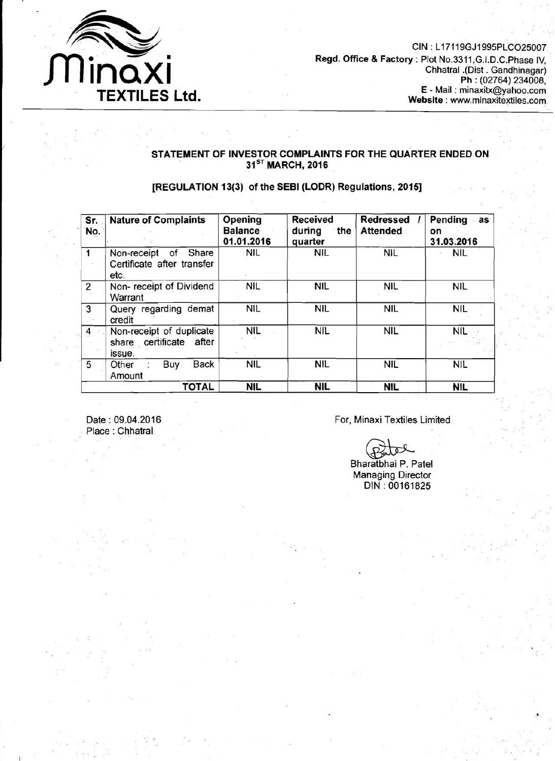**Minaxi TEXTILES Ltd.**

CIN : L17119GJ1995PLCO25007
**Regd. Office & Factory** : Plot No.3311,G.I.D.C.Phase IV, Chhatral .(Dist . Gandhinagar)
**Ph** : (02764) 234008,
**E - Mail** : minaxitx@yahoo.com
**Website** : www.minaxitextiles.com

## STATEMENT OF INVESTOR COMPLAINTS FOR THE QUARTER ENDED ON 31ST MARCH, 2016

**[REGULATION 13(3) of the SEBI (LODR) Regulations, 2015]**

| Sr. No. | Nature of Complaints | Opening Balance 01.01.2016 | Received during the quarter | Redressed / Attended | Pending as on 31.03.2016 |
|---|---|---|---|---|---|
| 1 | Non-receipt of Share Certificate after transfer etc. | NIL | NIL | NIL | NIL |
| 2 | Non- receipt of Dividend Warrant | NIL | NIL | NIL | NIL |
| 3 | Query regarding demat credit | NIL | NIL | NIL | NIL |
| 4 | Non-receipt of duplicate share certificate after issue. | NIL | NIL | NIL | NIL |
| 5 | Other : Buy Back Amount | NIL | NIL | NIL | NIL |
| | **TOTAL** | **NIL** | **NIL** | **NIL** | **NIL** |

Date : 09.04.2016
Place : Chhatral

For, Minaxi Textiles Limited

Bharatbhai P. Patel
Managing Director
DIN : 00161825